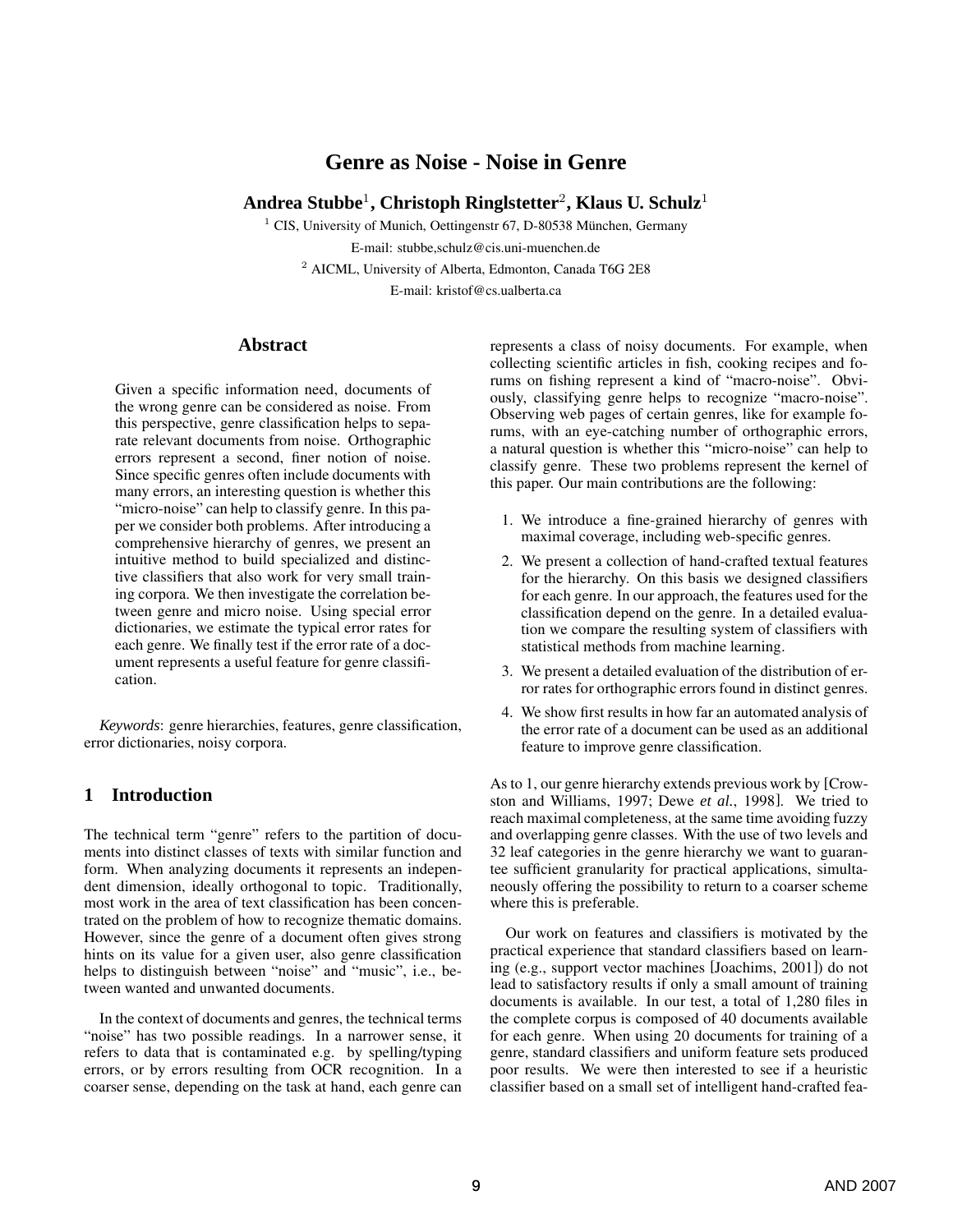# Genre as Noise - Noise in Genre

**Andrea Stubbe[1], Christoph Ringlstetter[2], Klaus U. Schulz[1]**

[1] CIS, University of Munich, Oettingenstr 67, D-80538 München, Germany

E-mail: stubbe,schulz@cis.uni-muenchen.de

[2] AICML, University of Alberta, Edmonton, Canada T6G 2E8

E-mail: kristof@cs.ualberta.ca

## Abstract

Given a specific information need, documents of the wrong genre can be considered as noise. From this perspective, genre classification helps to separate relevant documents from noise. Orthographic errors represent a second, finer notion of noise. Since specific genres often include documents with many errors, an interesting question is whether this "micro-noise" can help to classify genre. In this paper we consider both problems. After introducing a comprehensive hierarchy of genres, we present an intuitive method to build specialized and distinctive classifiers that also work for very small training corpora. We then investigate the correlation between genre and micro noise. Using special error dictionaries, we estimate the typical error rates for each genre. We finally test if the error rate of a document represents a useful feature for genre classification.

*Keywords*: genre hierarchies, features, genre classification, error dictionaries, noisy corpora.

## 1 Introduction

The technical term "genre" refers to the partition of documents into distinct classes of texts with similar function and form. When analyzing documents it represents an independent dimension, ideally orthogonal to topic. Traditionally, most work in the area of text classification has been concentrated on the problem of how to recognize thematic domains. However, since the genre of a document often gives strong hints on its value for a given user, also genre classification helps to distinguish between "noise" and "music", i.e., between wanted and unwanted documents.

In the context of documents and genres, the technical terms "noise" has two possible readings. In a narrower sense, it refers to data that is contaminated e.g. by spelling/typing errors, or by errors resulting from OCR recognition. In a coarser sense, depending on the task at hand, each genre can represents a class of noisy documents. For example, when collecting scientific articles in fish, cooking recipes and forums on fishing represent a kind of "macro-noise". Obviously, classifying genre helps to recognize "macro-noise". Observing web pages of certain genres, like for example forums, with an eye-catching number of orthographic errors, a natural question is whether this "micro-noise" can help to classify genre. These two problems represent the kernel of this paper. Our main contributions are the following:

1. We introduce a fine-grained hierarchy of genres with maximal coverage, including web-specific genres.
2. We present a collection of hand-crafted textual features for the hierarchy. On this basis we designed classifiers for each genre. In our approach, the features used for the classification depend on the genre. In a detailed evaluation we compare the resulting system of classifiers with statistical methods from machine learning.
3. We present a detailed evaluation of the distribution of error rates for orthographic errors found in distinct genres.
4. We show first results in how far an automated analysis of the error rate of a document can be used as an additional feature to improve genre classification.

As to 1, our genre hierarchy extends previous work by [Crowston and Williams, 1997; Dewe *et al.*, 1998]. We tried to reach maximal completeness, at the same time avoiding fuzzy and overlapping genre classes. With the use of two levels and 32 leaf categories in the genre hierarchy we want to guarantee sufficient granularity for practical applications, simultaneously offering the possibility to return to a coarser scheme where this is preferable.

Our work on features and classifiers is motivated by the practical experience that standard classifiers based on learning (e.g., support vector machines [Joachims, 2001]) do not lead to satisfactory results if only a small amount of training documents is available. In our test, a total of 1,280 files in the complete corpus is composed of 40 documents available for each genre. When using 20 documents for training of a genre, standard classifiers and uniform feature sets produced poor results. We were then interested to see if a heuristic classifier based on a small set of intelligent hand-crafted fea-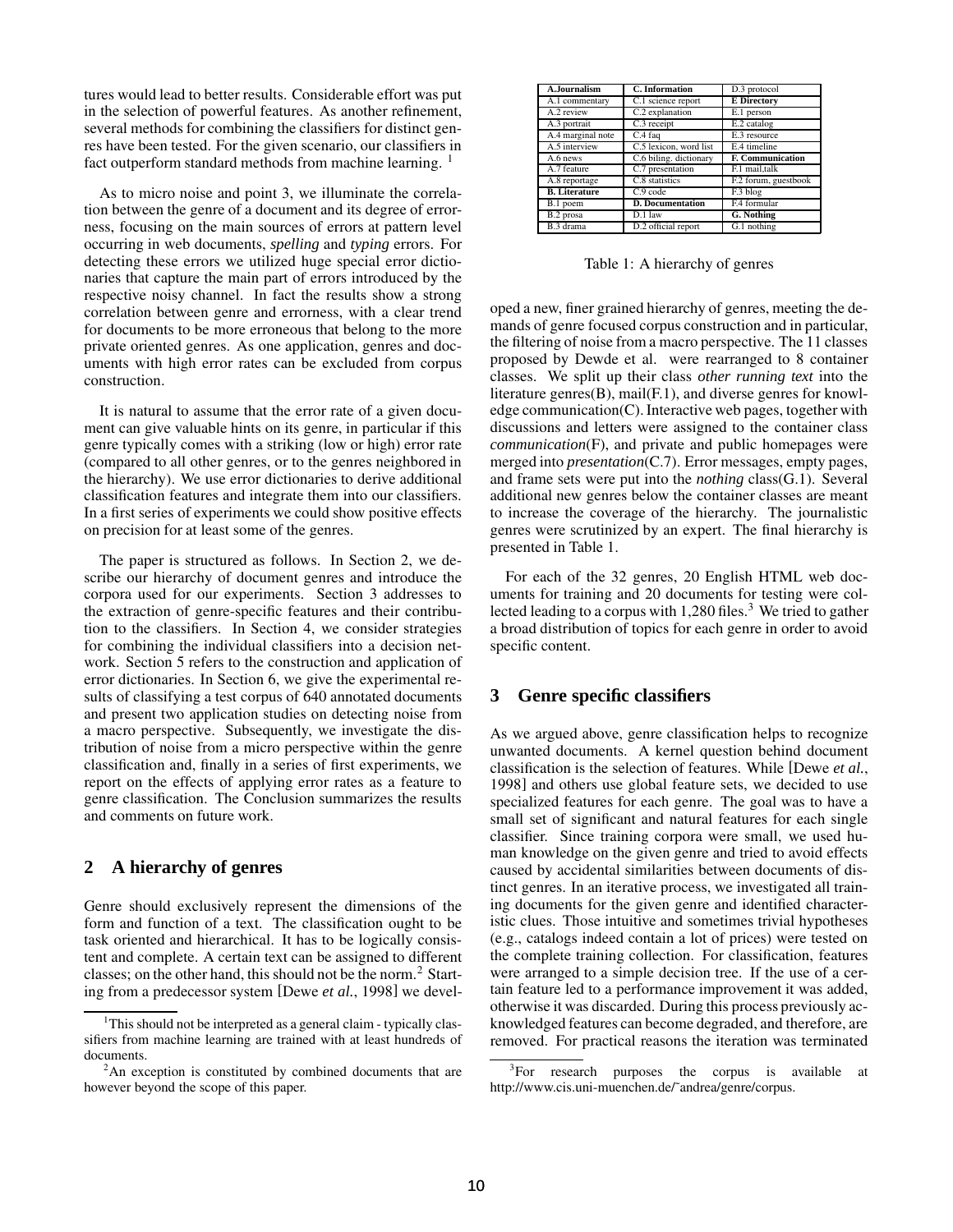tures would lead to better results. Considerable effort was put in the selection of powerful features. As another refinement, several methods for combining the classifiers for distinct genres have been tested. For the given scenario, our classifiers in fact outperform standard methods from machine learning. [1]

As to micro noise and point 3, we illuminate the correlation between the genre of a document and its degree of errorness, focusing on the main sources of errors at pattern level occurring in web documents, *spelling* and *typing* errors. For detecting these errors we utilized huge special error dictionaries that capture the main part of errors introduced by the respective noisy channel. In fact the results show a strong correlation between genre and errorness, with a clear trend for documents to be more erroneous that belong to the more private oriented genres. As one application, genres and documents with high error rates can be excluded from corpus construction.

It is natural to assume that the error rate of a given document can give valuable hints on its genre, in particular if this genre typically comes with a striking (low or high) error rate (compared to all other genres, or to the genres neighbored in the hierarchy). We use error dictionaries to derive additional classification features and integrate them into our classifiers. In a first series of experiments we could show positive effects on precision for at least some of the genres.

The paper is structured as follows. In Section 2, we describe our hierarchy of document genres and introduce the corpora used for our experiments. Section 3 addresses to the extraction of genre-specific features and their contribution to the classifiers. In Section 4, we consider strategies for combining the individual classifiers into a decision network. Section 5 refers to the construction and application of error dictionaries. In Section 6, we give the experimental results of classifying a test corpus of 640 annotated documents and present two application studies on detecting noise from a macro perspective. Subsequently, we investigate the distribution of noise from a micro perspective within the genre classification and, finally in a series of first experiments, we report on the effects of applying error rates as a feature to genre classification. The Conclusion summarizes the results and comments on future work.

## 2 A hierarchy of genres

Genre should exclusively represent the dimensions of the form and function of a text. The classification ought to be task oriented and hierarchical. It has to be logically consistent and complete. A certain text can be assigned to different classes; on the other hand, this should not be the norm.[2] Starting from a predecessor system [Dewe *et al.*, 1998] we developed a new, finer grained hierarchy of genres, meeting the demands of genre focused corpus construction and in particular, the filtering of noise from a macro perspective. The 11 classes proposed by Dewde et al. were rearranged to 8 container classes. We split up their class *other running text* into the literature genres(B), mail(F.1), and diverse genres for knowledge communication(C). Interactive web pages, together with discussions and letters were assigned to the container class *communication*(F), and private and public homepages were merged into *presentation*(C.7). Error messages, empty pages, and frame sets were put into the *nothing* class(G.1). Several additional new genres below the container classes are meant to increase the coverage of the hierarchy. The journalistic genres were scrutinized by an expert. The final hierarchy is presented in Table 1.

| **A.Journalism** | **C. Information** | D.3 protocol |
|---|---|---|
| A.1 commentary | C.1 science report | **E Directory** |
| A.2 review | C.2 explanation | E.1 person |
| A.3 portrait | C.3 receipt | E.2 catalog |
| A.4 marginal note | C.4 faq | E.3 resource |
| A.5 interview | C.5 lexicon, word list | E.4 timeline |
| A.6 news | C.6 biling. dictionary | **F. Communication** |
| A.7 feature | C.7 presentation | F.1 mail,talk |
| A.8 reportage | C.8 statistics | F.2 forum, guestbook |
| **B. Literature** | C.9 code | F.3 blog |
| B.1 poem | **D. Documentation** | F.4 formular |
| B.2 prosa | D.1 law | **G. Nothing** |
| B.3 drama | D.2 official report | G.1 nothing |

Table 1: A hierarchy of genres

For each of the 32 genres, 20 English HTML web documents for training and 20 documents for testing were collected leading to a corpus with 1,280 files.[3] We tried to gather a broad distribution of topics for each genre in order to avoid specific content.

## 3 Genre specific classifiers

As we argued above, genre classification helps to recognize unwanted documents. A kernel question behind document classification is the selection of features. While [Dewe *et al.*, 1998] and others use global feature sets, we decided to use specialized features for each genre. The goal was to have a small set of significant and natural features for each single classifier. Since training corpora were small, we used human knowledge on the given genre and tried to avoid effects caused by accidental similarities between documents of distinct genres. In an iterative process, we investigated all training documents for the given genre and identified characteristic clues. Those intuitive and sometimes trivial hypotheses (e.g., catalogs indeed contain a lot of prices) were tested on the complete training collection. For classification, features were arranged to a simple decision tree. If the use of a certain feature led to a performance improvement it was added, otherwise it was discarded. During this process previously acknowledged features can become degraded, and therefore, are removed. For practical reasons the iteration was terminated

[1] This should not be interpreted as a general claim - typically classifiers from machine learning are trained with at least hundreds of documents.

[2] An exception is constituted by combined documents that are however beyond the scope of this paper.

[3] For research purposes the corpus is available at http://www.cis.uni-muenchen.de/˜andrea/genre/corpus.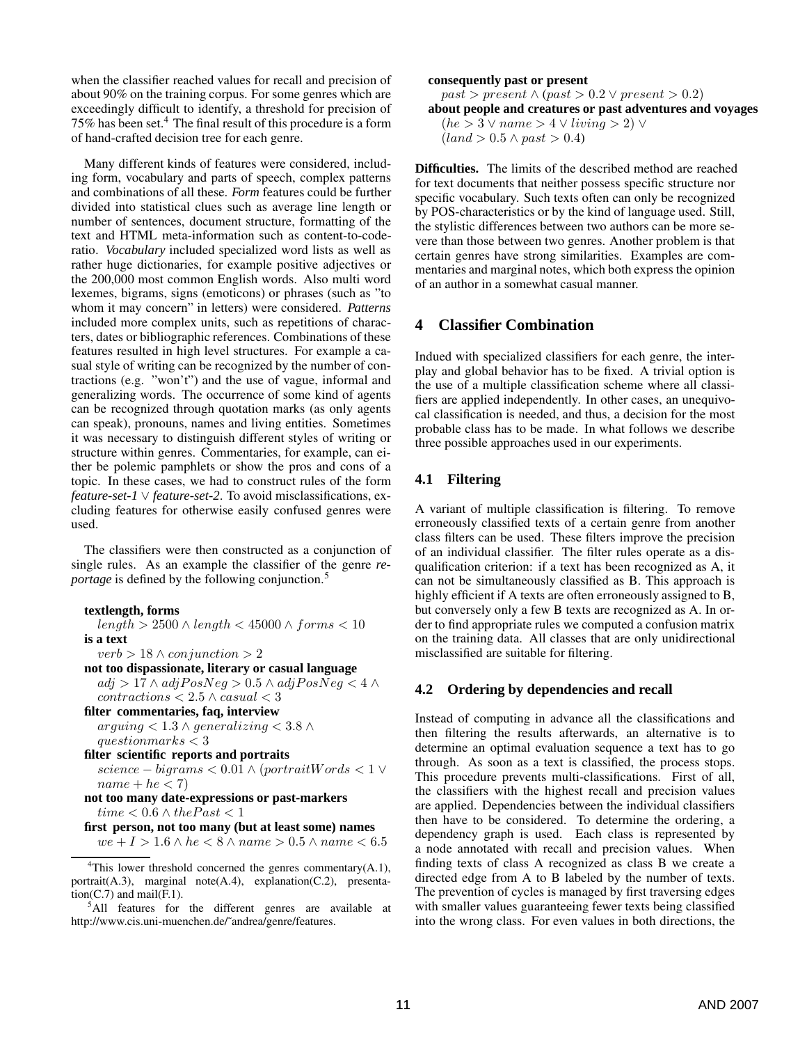when the classifier reached values for recall and precision of about 90% on the training corpus. For some genres which are exceedingly difficult to identify, a threshold for precision of 75% has been set.[4] The final result of this procedure is a form of hand-crafted decision tree for each genre.

Many different kinds of features were considered, including form, vocabulary and parts of speech, complex patterns and combinations of all these. *Form* features could be further divided into statistical clues such as average line length or number of sentences, document structure, formatting of the text and HTML meta-information such as content-to-code-ratio. *Vocabulary* included specialized word lists as well as rather huge dictionaries, for example positive adjectives or the 200,000 most common English words. Also multi word lexemes, bigrams, signs (emoticons) or phrases (such as "to whom it may concern" in letters) were considered. *Patterns* included more complex units, such as repetitions of characters, dates or bibliographic references. Combinations of these features resulted in high level structures. For example a casual style of writing can be recognized by the number of contractions (e.g. "won't") and the use of vague, informal and generalizing words. The occurrence of some kind of agents can be recognized through quotation marks (as only agents can speak), pronouns, names and living entities. Sometimes it was necessary to distinguish different styles of writing or structure within genres. Commentaries, for example, can either be polemic pamphlets or show the pros and cons of a topic. In these cases, we had to construct rules of the form *feature-set-1* $\vee$ *feature-set-2*. To avoid misclassifications, excluding features for otherwise easily confused genres were used.

The classifiers were then constructed as a conjunction of single rules. As an example the classifier of the genre *reportage* is defined by the following conjunction.[5]

**textlength, forms**
$length > 2500 \wedge length < 45000 \wedge forms < 10$

**is a text**
$verb > 18 \wedge conjunction > 2$

**not too dispassionate, literary or casual language**
$adj > 17 \wedge adjPosNeg > 0.5 \wedge adjPosNeg < 4 \wedge contractions < 2.5 \wedge casual < 3$

**filter commentaries, faq, interview**
$arguing < 1.3 \wedge generalizing < 3.8 \wedge questionmarks < 3$

**filter scientific reports and portraits**
$science - bigrams < 0.01 \wedge (portraitWords < 1 \vee name + he < 7)$

**not too many date-expressions or past-markers**
$time < 0.6 \wedge thePast < 1$

**first person, not too many (but at least some) names**
$we + I > 1.6 \wedge he < 8 \wedge name > 0.5 \wedge name < 6.5$

**consequently past or present**
$past > present \wedge (past > 0.2 \vee present > 0.2)$

**about people and creatures or past adventures and voyages**
$(he > 3 \vee name > 4 \vee living > 2) \vee (land > 0.5 \wedge past > 0.4)$

**Difficulties.** The limits of the described method are reached for text documents that neither possess specific structure nor specific vocabulary. Such texts often can only be recognized by POS-characteristics or by the kind of language used. Still, the stylistic differences between two authors can be more severe than those between two genres. Another problem is that certain genres have strong similarities. Examples are commentaries and marginal notes, which both express the opinion of an author in a somewhat casual manner.

## 4 Classifier Combination

Indued with specialized classifiers for each genre, the interplay and global behavior has to be fixed. A trivial option is the use of a multiple classification scheme where all classifiers are applied independently. In other cases, an unequivocal classification is needed, and thus, a decision for the most probable class has to be made. In what follows we describe three possible approaches used in our experiments.

### 4.1 Filtering

A variant of multiple classification is filtering. To remove erroneously classified texts of a certain genre from another class filters can be used. These filters improve the precision of an individual classifier. The filter rules operate as a disqualification criterion: if a text has been recognized as A, it can not be simultaneously classified as B. This approach is highly efficient if A texts are often erroneously assigned to B, but conversely only a few B texts are recognized as A. In order to find appropriate rules we computed a confusion matrix on the training data. All classes that are only unidirectional misclassified are suitable for filtering.

### 4.2 Ordering by dependencies and recall

Instead of computing in advance all the classifications and then filtering the results afterwards, an alternative is to determine an optimal evaluation sequence a text has to go through. As soon as a text is classified, the process stops. This procedure prevents multi-classifications. First of all, the classifiers with the highest recall and precision values are applied. Dependencies between the individual classifiers then have to be considered. To determine the ordering, a dependency graph is used. Each class is represented by a node annotated with recall and precision values. When finding texts of class A recognized as class B we create a directed edge from A to B labeled by the number of texts. The prevention of cycles is managed by first traversing edges with smaller values guaranteeing fewer texts being classified into the wrong class. For even values in both directions, the

---

[4] This lower threshold concerned the genres commentary(A.1), portrait(A.3), marginal note(A.4), explanation(C.2), presentation(C.7) and mail(F.1).

[5] All features for the different genres are available at http://www.cis.uni-muenchen.de/˜andrea/genre/features.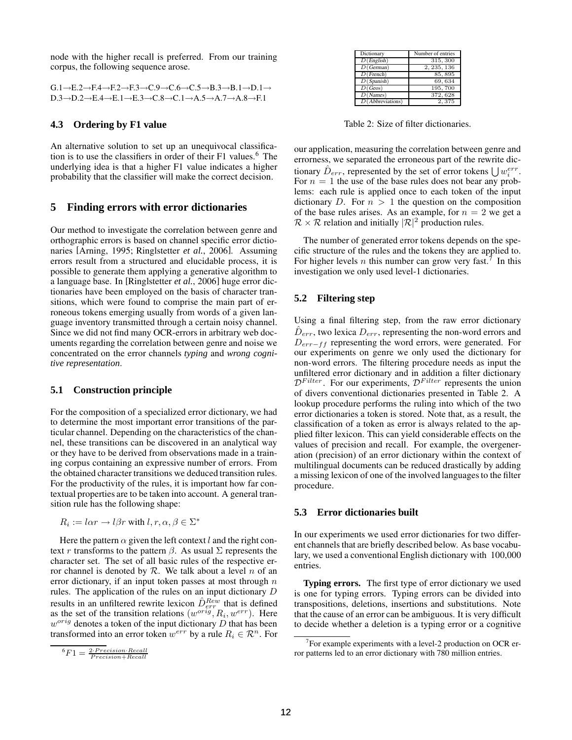node with the higher recall is preferred. From our training corpus, the following sequence arose.

G.1→E.2→F.4→F.2→F.3→C.9→C.6→C.5→B.3→B.1→D.1→ D.3→D.2→E.4→E.1→E.3→C.8→C.1→A.5→A.7→A.8→F.1

### 4.3 Ordering by F1 value

An alternative solution to set up an unequivocal classification is to use the classifiers in order of their F1 values.[6] The underlying idea is that a higher F1 value indicates a higher probability that the classifier will make the correct decision.

## 5 Finding errors with error dictionaries

Our method to investigate the correlation between genre and orthographic errors is based on channel specific error dictionaries [Arning, 1995; Ringlstetter *et al.*, 2006]. Assuming errors result from a structured and elucidable process, it is possible to generate them applying a generative algorithm to a language base. In [Ringlstetter *et al.*, 2006] huge error dictionaries have been employed on the basis of character transitions, which were found to comprise the main part of erroneous tokens emerging usually from words of a given language inventory transmitted through a certain noisy channel. Since we did not find many OCR-errors in arbitrary web documents regarding the correlation between genre and noise we concentrated on the error channels *typing* and *wrong cognitive representation*.

### 5.1 Construction principle

For the composition of a specialized error dictionary, we had to determine the most important error transitions of the particular channel. Depending on the characteristics of the channel, these transitions can be discovered in an analytical way or they have to be derived from observations made in a training corpus containing an expressive number of errors. From the obtained character transitions we deduced transition rules. For the productivity of the rules, it is important how far contextual properties are to be taken into account. A general transition rule has the following shape:

$$R_i := l\alpha r \rightarrow l\beta r \text{ with } l, r, \alpha, \beta \in \Sigma^*$$

Here the pattern $\alpha$ given the left context $l$ and the right context $r$ transforms to the pattern $\beta$. As usual $\Sigma$ represents the character set. The set of all basic rules of the respective error channel is denoted by $\mathcal{R}$. We talk about a level $n$ of an error dictionary, if an input token passes at most through $n$ rules. The application of the rules on an input dictionary $D$ results in an unfiltered rewrite lexicon $\hat{D}^{Rew}_{err}$ that is defined as the set of the transition relations $(w^{orig}, R_i, w^{err})$. Here $w^{orig}$ denotes a token of the input dictionary $D$ that has been transformed into an error token $w^{err}$ by a rule $R_i \in \mathcal{R}^n$. For our application, measuring the correlation between genre and errorness, we separated the erroneous part of the rewrite dictionary $\hat{D}_{err}$, represented by the set of error tokens $\bigcup w^{err}_i$. For $n = 1$ the use of the base rules does not bear any problems: each rule is applied once to each token of the input dictionary $D$. For $n > 1$ the question on the composition of the base rules arises. As an example, for $n = 2$ we get a $\mathcal{R} \times \mathcal{R}$ relation and initially $|\mathcal{R}|^2$ production rules.

The number of generated error tokens depends on the specific structure of the rules and the tokens they are applied to. For higher levels $n$ this number can grow very fast.[7] In this investigation we only used level-1 dictionaries.

| Dictionary | Number of entries |
|---|---|
| $D(English)$ | 315,300 |
| $D(German)$ | 2,235,136 |
| $D(French)$ | 85,895 |
| $D(Spanish)$ | 69,634 |
| $D(Geos)$ | 195,700 |
| $D(Names)$ | 372,628 |
| $D(Abbreviations)$ | 2,375 |

Table 2: Size of filter dictionaries.

### 5.2 Filtering step

Using a final filtering step, from the raw error dictionary $\hat{D}_{err}$, two lexica $D_{err}$, representing the non-word errors and $D_{err-ff}$ representing the word errors, were generated. For our experiments on genre we only used the dictionary for non-word errors. The filtering procedure needs as input the unfiltered error dictionary and in addition a filter dictionary $\mathcal{D}^{Filter}$. For our experiments, $\mathcal{D}^{Filter}$ represents the union of divers conventional dictionaries presented in Table 2. A lookup procedure performs the ruling into which of the two error dictionaries a token is stored. Note that, as a result, the classification of a token as error is always related to the applied filter lexicon. This can yield considerable effects on the values of precision and recall. For example, the overgeneration (precision) of an error dictionary within the context of multilingual documents can be reduced drastically by adding a missing lexicon of one of the involved languages to the filter procedure.

### 5.3 Error dictionaries built

In our experiments we used error dictionaries for two different channels that are briefly described below. As base vocabulary, we used a conventional English dictionary with 100,000 entries.

**Typing errors.** The first type of error dictionary we used is one for typing errors. Typing errors can be divided into transpositions, deletions, insertions and substitutions. Note that the cause of an error can be ambiguous. It is very difficult to decide whether a deletion is a typing error or a cognitive

[6] $F1 = \frac{2 \cdot Precision \cdot Recall}{Precision + Recall}$

[7] For example experiments with a level-2 production on OCR error patterns led to an error dictionary with 780 million entries.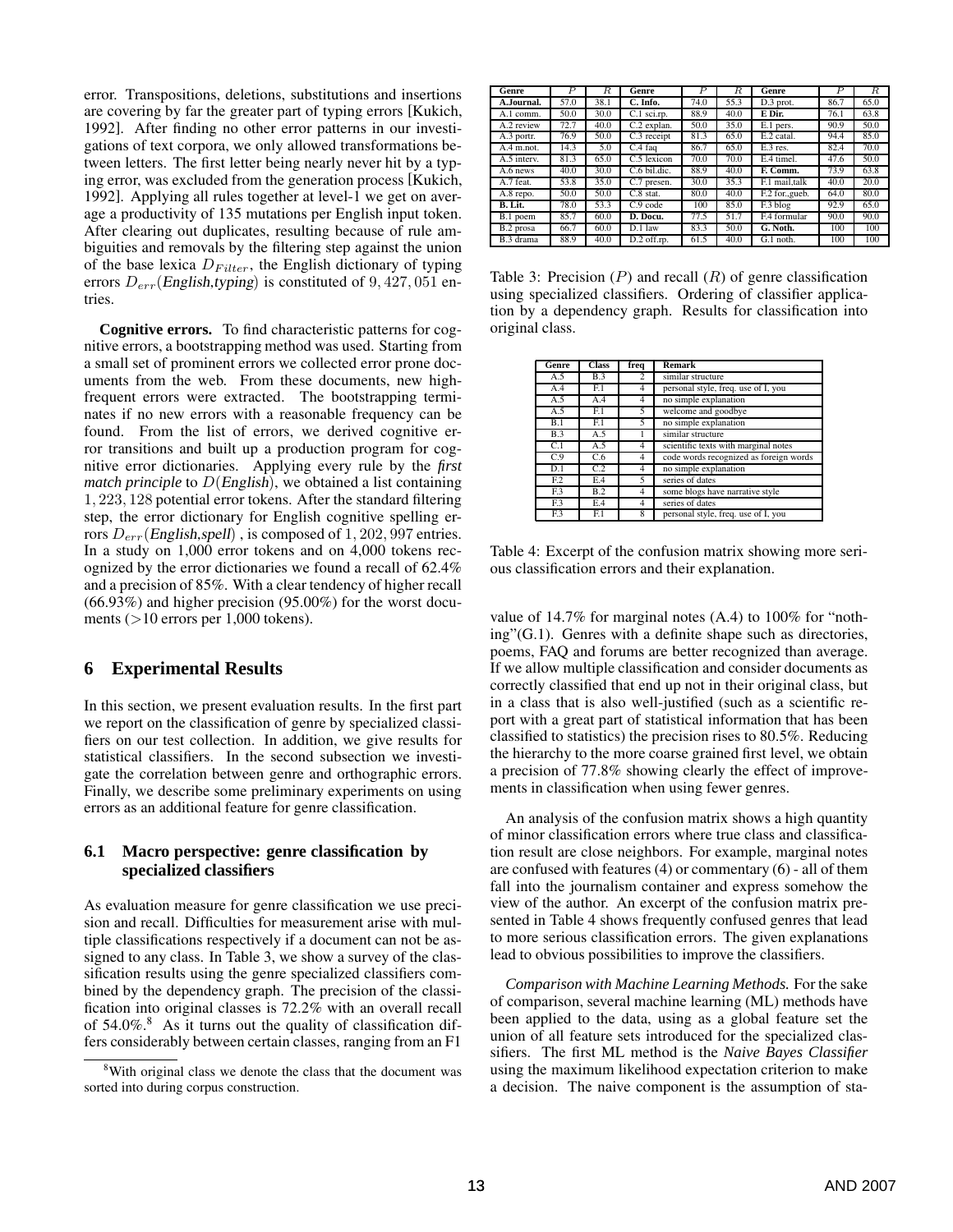error. Transpositions, deletions, substitutions and insertions are covering by far the greater part of typing errors [Kukich, 1992]. After finding no other error patterns in our investigations of text corpora, we only allowed transformations between letters. The first letter being nearly never hit by a typing error, was excluded from the generation process [Kukich, 1992]. Applying all rules together at level-1 we get on average a productivity of 135 mutations per English input token. After clearing out duplicates, resulting because of rule ambiguities and removals by the filtering step against the union of the base lexica $D_{Filter}$, the English dictionary of typing errors $D_{err}(\textit{English,typing})$ is constituted of $9,427,051$ entries.

**Cognitive errors.** To find characteristic patterns for cognitive errors, a bootstrapping method was used. Starting from a small set of prominent errors we collected error prone documents from the web. From these documents, new high-frequent errors were extracted. The bootstrapping terminates if no new errors with a reasonable frequency can be found. From the list of errors, we derived cognitive error transitions and built up a production program for cognitive error dictionaries. Applying every rule by the *first match principle* to $D(\textit{English})$, we obtained a list containing $1,223,128$ potential error tokens. After the standard filtering step, the error dictionary for English cognitive spelling errors $D_{err}(\textit{English,spell})$ , is composed of $1,202,997$ entries. In a study on 1,000 error tokens and on 4,000 tokens recognized by the error dictionaries we found a recall of 62.4% and a precision of 85%. With a clear tendency of higher recall (66.93%) and higher precision (95.00%) for the worst documents (>10 errors per 1,000 tokens).

## 6 Experimental Results

In this section, we present evaluation results. In the first part we report on the classification of genre by specialized classifiers on our test collection. In addition, we give results for statistical classifiers. In the second subsection we investigate the correlation between genre and orthographic errors. Finally, we describe some preliminary experiments on using errors as an additional feature for genre classification.

### 6.1 Macro perspective: genre classification by specialized classifiers

As evaluation measure for genre classification we use precision and recall. Difficulties for measurement arise with multiple classifications respectively if a document can not be assigned to any class. In Table 3, we show a survey of the classification results using the genre specialized classifiers combined by the dependency graph. The precision of the classification into original classes is 72.2% with an overall recall of 54.0%.[8] As it turns out the quality of classification differs considerably between certain classes, ranging from an F1 value of 14.7% for marginal notes (A.4) to 100% for "nothing"(G.1). Genres with a definite shape such as directories, poems, FAQ and forums are better recognized than average. If we allow multiple classification and consider documents as correctly classified that end up not in their original class, but in a class that is also well-justified (such as a scientific report with a great part of statistical information that has been classified to statistics) the precision rises to 80.5%. Reducing the hierarchy to the more coarse grained first level, we obtain a precision of 77.8% showing clearly the effect of improvements in classification when using fewer genres.

[8] With original class we denote the class that the document was sorted into during corpus construction.

| Genre | $P$ | $R$ | Genre | $P$ | $R$ | Genre | $P$ | $R$ |
|---|---|---|---|---|---|---|---|---|
| **A.Journal.** | 57.0 | 38.1 | **C. Info.** | 74.0 | 55.3 | D.3 prot. | 86.7 | 65.0 |
| A.1 comm. | 50.0 | 30.0 | C.1 sci.rp. | 88.9 | 40.0 | **E Dir.** | 76.1 | 63.8 |
| A.2 review | 72.7 | 40.0 | C.2 explan. | 50.0 | 35.0 | E.1 pers. | 90.9 | 50.0 |
| A.3 portr. | 76.9 | 50.0 | C.3 receipt | 81.3 | 65.0 | E.2 catal. | 94.4 | 85.0 |
| A.4 m.not. | 14.3 | 5.0 | C.4 faq | 86.7 | 65.0 | E.3 res. | 82.4 | 70.0 |
| A.5 interv. | 81.3 | 65.0 | C.5 lexicon | 70.0 | 70.0 | E.4 timel. | 47.6 | 50.0 |
| A.6 news | 40.0 | 30.0 | C.6 bil.dic. | 88.9 | 40.0 | **F. Comm.** | 73.9 | 63.8 |
| A.7 feat. | 53.8 | 35.0 | C.7 presen. | 30.0 | 35.3 | F.1 mail,talk | 40.0 | 20.0 |
| A.8 repo. | 50.0 | 50.0 | C.8 stat. | 80.0 | 40.0 | F.2 for.,gueb. | 64.0 | 80.0 |
| **B. Lit.** | 78.0 | 53.3 | C.9 code | 100 | 85.0 | F.3 blog | 92.9 | 65.0 |
| B.1 poem | 85.7 | 60.0 | **D. Docu.** | 77.5 | 51.7 | F.4 formular | 90.0 | 90.0 |
| B.2 prosa | 66.7 | 60.0 | D.1 law | 83.3 | 50.0 | **G. Noth.** | 100 | 100 |
| B.3 drama | 88.9 | 40.0 | D.2 off.rp. | 61.5 | 40.0 | G.1 noth. | 100 | 100 |

Table 3: Precision ($P$) and recall ($R$) of genre classification using specialized classifiers. Ordering of classifier application by a dependency graph. Results for classification into original class.

| Genre | Class | freq | Remark |
|---|---|---|---|
| A.5 | B.3 | 2 | similar structure |
| A.4 | F.1 | 4 | personal style, freq. use of I, you |
| A.5 | A.4 | 4 | no simple explanation |
| A.5 | F.1 | 5 | welcome and goodbye |
| B.1 | F.1 | 5 | no simple explanation |
| B.3 | A.5 | 1 | similar structure |
| C.1 | A.5 | 4 | scientific texts with marginal notes |
| C.9 | C.6 | 4 | code words recognized as foreign words |
| D.1 | C.2 | 4 | no simple explanation |
| F.2 | E.4 | 5 | series of dates |
| F.3 | B.2 | 4 | some blogs have narrative style |
| F.3 | E.4 | 4 | series of dates |
| F.3 | F.1 | 8 | personal style, freq. use of I, you |

Table 4: Excerpt of the confusion matrix showing more serious classification errors and their explanation.

An analysis of the confusion matrix shows a high quantity of minor classification errors where true class and classification result are close neighbors. For example, marginal notes are confused with features (4) or commentary (6) - all of them fall into the journalism container and express somehow the view of the author. An excerpt of the confusion matrix presented in Table 4 shows frequently confused genres that lead to more serious classification errors. The given explanations lead to obvious possibilities to improve the classifiers.

*Comparison with Machine Learning Methods.* For the sake of comparison, several machine learning (ML) methods have been applied to the data, using as a global feature set the union of all feature sets introduced for the specialized classifiers. The first ML method is the *Naive Bayes Classifier* using the maximum likelihood expectation criterion to make a decision. The naive component is the assumption of sta-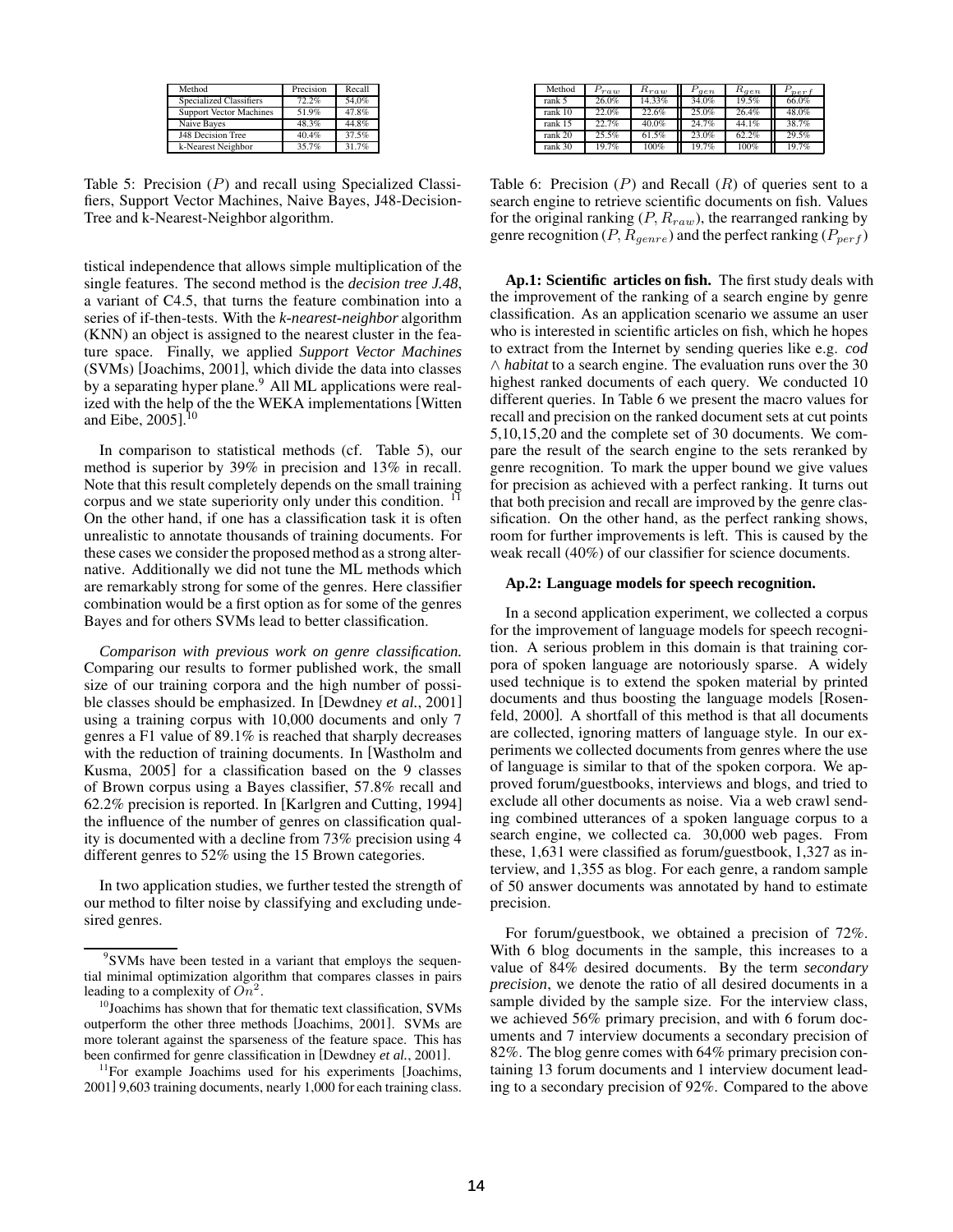| Method | Precision | Recall |
| --- | --- | --- |
| Specialized Classifiers | 72.2% | 54.0% |
| Support Vector Machines | 51.9% | 47.8% |
| Naive Bayes | 48.3% | 44.8% |
| J48 Decision Tree | 40.4% | 37.5% |
| k-Nearest Neighbor | 35.7% | 31.7% |

Table 5: Precision ($P$) and recall using Specialized Classifiers, Support Vector Machines, Naive Bayes, J48-Decision-Tree and k-Nearest-Neighbor algorithm.

tistical independence that allows simple multiplication of the single features. The second method is the *decision tree J.48*, a variant of C4.5, that turns the feature combination into a series of if-then-tests. With the *k-nearest-neighbor* algorithm (KNN) an object is assigned to the nearest cluster in the feature space. Finally, we applied *Support Vector Machines* (SVMs) [Joachims, 2001], which divide the data into classes by a separating hyper plane.[9] All ML applications were realized with the help of the the WEKA implementations [Witten and Eibe, 2005].[10]

In comparison to statistical methods (cf. Table 5), our method is superior by 39% in precision and 13% in recall. Note that this result completely depends on the small training corpus and we state superiority only under this condition. [11] On the other hand, if one has a classification task it is often unrealistic to annotate thousands of training documents. For these cases we consider the proposed method as a strong alternative. Additionally we did not tune the ML methods which are remarkably strong for some of the genres. Here classifier combination would be a first option as for some of the genres Bayes and for others SVMs lead to better classification.

*Comparison with previous work on genre classification.* Comparing our results to former published work, the small size of our training corpora and the high number of possible classes should be emphasized. In [Dewdney *et al.*, 2001] using a training corpus with 10,000 documents and only 7 genres a F1 value of 89.1% is reached that sharply decreases with the reduction of training documents. In [Wastholm and Kusma, 2005] for a classification based on the 9 classes of Brown corpus using a Bayes classifier, 57.8% recall and 62.2% precision is reported. In [Karlgren and Cutting, 1994] the influence of the number of genres on classification quality is documented with a decline from 73% precision using 4 different genres to 52% using the 15 Brown categories.

In two application studies, we further tested the strength of our method to filter noise by classifying and excluding undesired genres.

[9] SVMs have been tested in a variant that employs the sequential minimal optimization algorithm that compares classes in pairs leading to a complexity of $On^2$.

[10] Joachims has shown that for thematic text classification, SVMs outperform the other three methods [Joachims, 2001]. SVMs are more tolerant against the sparseness of the feature space. This has been confirmed for genre classification in [Dewdney *et al.*, 2001].

[11] For example Joachims used for his experiments [Joachims, 2001] 9,603 training documents, nearly 1,000 for each training class.

| Method | $P_{raw}$ | $R_{raw}$ | $P_{gen}$ | $R_{gen}$ | $P_{perf}$ |
| --- | --- | --- | --- | --- | --- |
| rank 5 | 26.0% | 14.33% | 34.0% | 19.5% | 66.0% |
| rank 10 | 22.0% | 22.6% | 25.0% | 26.4% | 48.0% |
| rank 15 | 22.7% | 40.0% | 24.7% | 44.1% | 38.7% |
| rank 20 | 25.5% | 61.5% | 23.0% | 62.2% | 29.5% |
| rank 30 | 19.7% | 100% | 19.7% | 100% | 19.7% |

Table 6: Precision ($P$) and Recall ($R$) of queries sent to a search engine to retrieve scientific documents on fish. Values for the original ranking ($P$, $R_{raw}$), the rearranged ranking by genre recognition ($P$, $R_{genre}$) and the perfect ranking ($P_{perf}$)

**Ap.1: Scientific articles on fish.** The first study deals with the improvement of the ranking of a search engine by genre classification. As an application scenario we assume an user who is interested in scientific articles on fish, which he hopes to extract from the Internet by sending queries like e.g. *cod* $\wedge$ *habitat* to a search engine. The evaluation runs over the 30 highest ranked documents of each query. We conducted 10 different queries. In Table 6 we present the macro values for recall and precision on the ranked document sets at cut points 5,10,15,20 and the complete set of 30 documents. We compare the result of the search engine to the sets reranked by genre recognition. To mark the upper bound we give values for precision as achieved with a perfect ranking. It turns out that both precision and recall are improved by the genre classification. On the other hand, as the perfect ranking shows, room for further improvements is left. This is caused by the weak recall (40%) of our classifier for science documents.

**Ap.2: Language models for speech recognition.**

In a second application experiment, we collected a corpus for the improvement of language models for speech recognition. A serious problem in this domain is that training corpora of spoken language are notoriously sparse. A widely used technique is to extend the spoken material by printed documents and thus boosting the language models [Rosenfeld, 2000]. A shortfall of this method is that all documents are collected, ignoring matters of language style. In our experiments we collected documents from genres where the use of language is similar to that of the spoken corpora. We approved forum/guestbooks, interviews and blogs, and tried to exclude all other documents as noise. Via a web crawl sending combined utterances of a spoken language corpus to a search engine, we collected ca. 30,000 web pages. From these, 1,631 were classified as forum/guestbook, 1,327 as interview, and 1,355 as blog. For each genre, a random sample of 50 answer documents was annotated by hand to estimate precision.

For forum/guestbook, we obtained a precision of 72%. With 6 blog documents in the sample, this increases to a value of 84% desired documents. By the term *secondary precision*, we denote the ratio of all desired documents in a sample divided by the sample size. For the interview class, we achieved 56% primary precision, and with 6 forum documents and 7 interview documents a secondary precision of 82%. The blog genre comes with 64% primary precision containing 13 forum documents and 1 interview document leading to a secondary precision of 92%. Compared to the above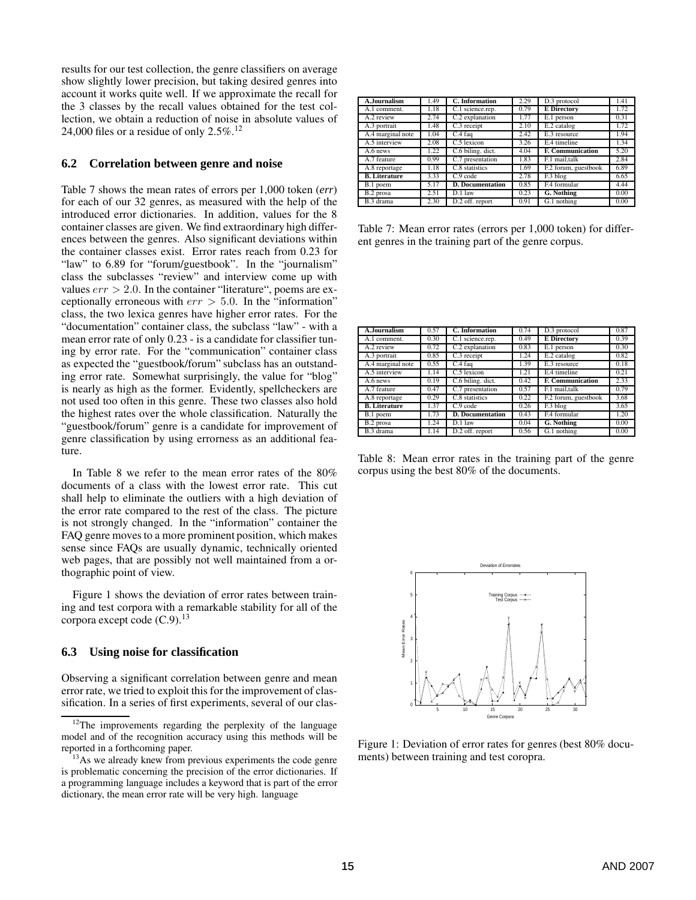results for our test collection, the genre classifiers on average show slightly lower precision, but taking desired genres into account it works quite well. If we approximate the recall for the 3 classes by the recall values obtained for the test collection, we obtain a reduction of noise in absolute values of 24,000 files or a residue of only 2.5%.[12]

### 6.2 Correlation between genre and noise

Table 7 shows the mean rates of errors per 1,000 token (*err*) for each of our 32 genres, as measured with the help of the introduced error dictionaries. In addition, values for the 8 container classes are given. We find extraordinary high differences between the genres. Also significant deviations within the container classes exist. Error rates reach from 0.23 for "law" to 6.89 for "forum/guestbook". In the "journalism" class the subclasses "review" and interview come up with values $err > 2.0$. In the container "literature", poems are exceptionally erroneous with $err > 5.0$. In the "information" class, the two lexica genres have higher error rates. For the "documentation" container class, the subclass "law" - with a mean error rate of only 0.23 - is a candidate for classifier tuning by error rate. For the "communication" container class as expected the "guestbook/forum" subclass has an outstanding error rate. Somewhat surprisingly, the value for "blog" is nearly as high as the former. Evidently, spellcheckers are not used too often in this genre. These two classes also hold the highest rates over the whole classification. Naturally the "guestbook/forum" genre is a candidate for improvement of genre classification by using errorness as an additional feature.

In Table 8 we refer to the mean error rates of the 80% documents of a class with the lowest error rate. This cut shall help to eliminate the outliers with a high deviation of the error rate compared to the rest of the class. The picture is not strongly changed. In the "information" container the FAQ genre moves to a more prominent position, which makes sense since FAQs are usually dynamic, technically oriented web pages, that are possibly not well maintained from a orthographic point of view.

Figure 1 shows the deviation of error rates between training and test corpora with a remarkable stability for all of the corpora except code (C.9).[13]

### 6.3 Using noise for classification

Observing a significant correlation between genre and mean error rate, we tried to exploit this for the improvement of classification. In a series of first experiments, several of our clas-

| **A.Journalism** | 1.49 | **C. Information** | 2.29 | D.3 protocol | 1.41 |
|---|---|---|---|---|---|
| A.1 comment. | 1.18 | C.1 science.rep. | 0.79 | **E Directory** | 1.72 |
| A.2 review | 2.74 | C.2 explanation | 1.77 | E.1 person | 0.31 |
| A.3 portrait | 1.48 | C.3 receipt | 2.10 | E.2 catalog | 1.72 |
| A.4 marginal note | 1.04 | C.4 faq | 2.42 | E.3 resource | 1.94 |
| A.5 interview | 2.08 | C.5 lexicon | 3.26 | E.4 timeline | 1.34 |
| A.6 news | 1.22 | C.6 biling. dict. | 4.04 | **F. Communication** | 5.20 |
| A.7 feature | 0.99 | C.7 presentation | 1.83 | F.1 mail,talk | 2.84 |
| A.8 reportage | 1.18 | C.8 statistics | 1.69 | F.2 forum, guestbook | 6.89 |
| **B. Literature** | 3.33 | C.9 code | 2.78 | F.3 blog | 6.65 |
| B.1 poem | 5.17 | **D. Documentation** | 0.85 | F.4 formular | 4.44 |
| B.2 prosa | 2.51 | D.1 law | 0.23 | **G. Nothing** | 0.00 |
| B.3 drama | 2.30 | D.2 off. report | 0.91 | G.1 nothing | 0.00 |

Table 7: Mean error rates (errors per 1,000 token) for different genres in the training part of the genre corpus.

| **A.Journalism** | 0.57 | **C. Information** | 0.74 | D.3 protocol | 0.87 |
|---|---|---|---|---|---|
| A.1 comment. | 0.30 | C.1 science.rep. | 0.49 | **E Directory** | 0.39 |
| A.2 review | 0.72 | C.2 explanation | 0.83 | E.1 person | 0.30 |
| A.3 portrait | 0.85 | C.3 receipt | 1.24 | E.2 catalog | 0.82 |
| A.4 marginal note | 0.55 | C.4 faq | 1.39 | E.3 resource | 0.18 |
| A.5 interview | 1.14 | C.5 lexicon | 1.21 | E.4 timeline | 0.21 |
| A.6 news | 0.19 | C.6 biling. dict. | 0.42 | **F. Communication** | 2.33 |
| A.7 feature | 0.47 | C.7 presentation | 0.57 | F.1 mail,talk | 0.79 |
| A.8 reportage | 0.29 | C.8 statistics | 0.22 | F.2 forum, guestbook | 3.68 |
| **B. Literature** | 1.37 | C.9 code | 0.26 | F.3 blog | 3.65 |
| B.1 poem | 1.73 | **D. Documentation** | 0.43 | F.4 formular | 1.20 |
| B.2 prosa | 1.24 | D.1 law | 0.04 | **G. Nothing** | 0.00 |
| B.3 drama | 1.14 | D.2 off. report | 0.56 | G.1 nothing | 0.00 |

Table 8: Mean error rates in the training part of the genre corpus using the best 80% of the documents.

Figure 1: Deviation of error rates for genres (best 80% documents) between training and test coropra.

[12] The improvements regarding the perplexity of the language model and of the recognition accuracy using this methods will be reported in a forthcoming paper.

[13] As we already knew from previous experiments the code genre is problematic concerning the precision of the error dictionaries. If a programming language includes a keyword that is part of the error dictionary, the mean error rate will be very high. language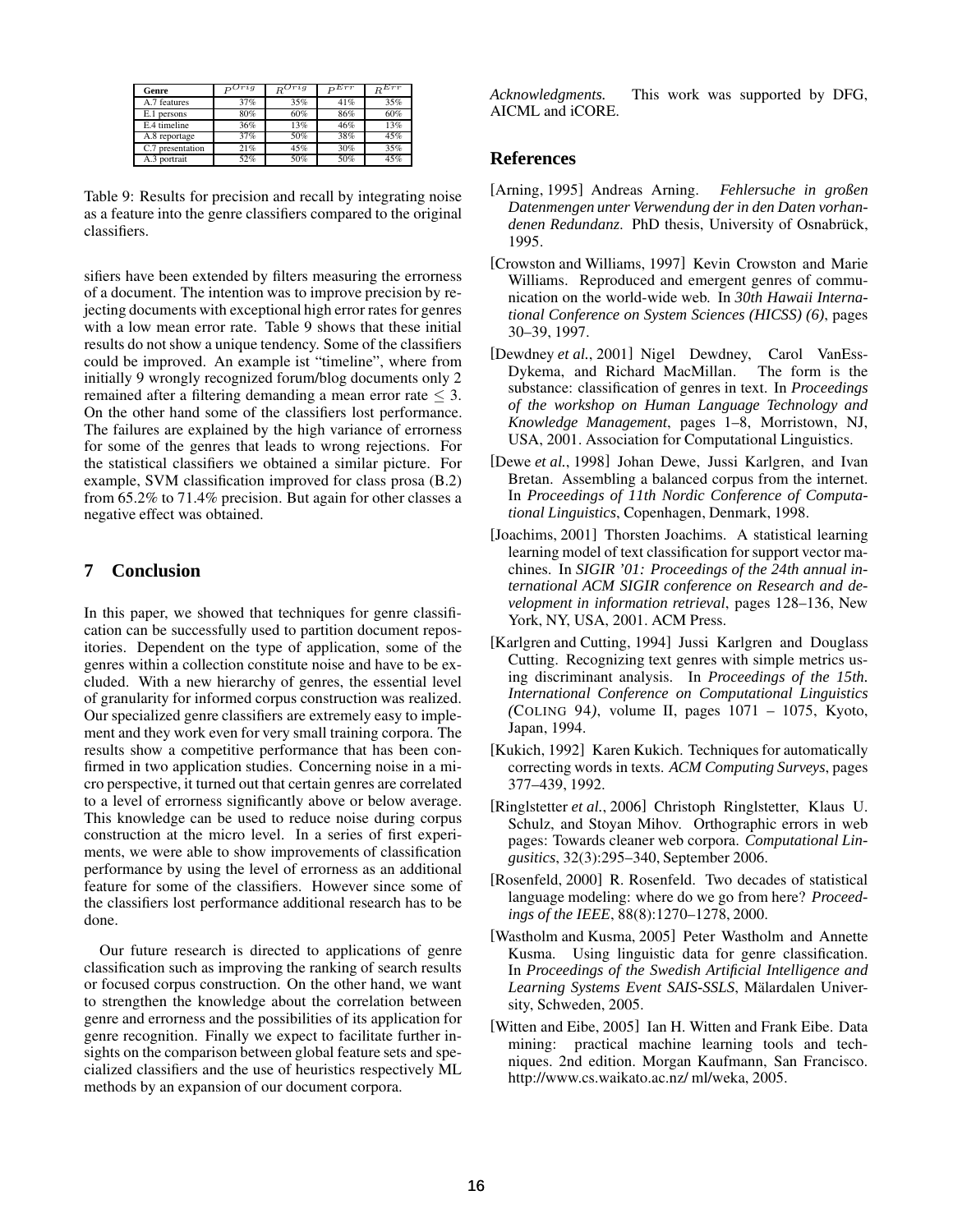| Genre | $P^{Orig}$ | $R^{Orig}$ | $P^{Err}$ | $R^{Err}$ |
|---|---|---|---|---|
| A.7 features | 37% | 35% | 41% | 35% |
| E.1 persons | 80% | 60% | 86% | 60% |
| E.4 timeline | 36% | 13% | 46% | 13% |
| A.8 reportage | 37% | 50% | 38% | 45% |
| C.7 presentation | 21% | 45% | 30% | 35% |
| A.3 portrait | 52% | 50% | 50% | 45% |

Table 9: Results for precision and recall by integrating noise as a feature into the genre classifiers compared to the original classifiers.

sifiers have been extended by filters measuring the errorness of a document. The intention was to improve precision by rejecting documents with exceptional high error rates for genres with a low mean error rate. Table 9 shows that these initial results do not show a unique tendency. Some of the classifiers could be improved. An example ist "timeline", where from initially 9 wrongly recognized forum/blog documents only 2 remained after a filtering demanding a mean error rate $\leq 3$. On the other hand some of the classifiers lost performance. The failures are explained by the high variance of errorness for some of the genres that leads to wrong rejections. For the statistical classifiers we obtained a similar picture. For example, SVM classification improved for class prosa (B.2) from 65.2% to 71.4% precision. But again for other classes a negative effect was obtained.

## 7 Conclusion

In this paper, we showed that techniques for genre classification can be successfully used to partition document repositories. Dependent on the type of application, some of the genres within a collection constitute noise and have to be excluded. With a new hierarchy of genres, the essential level of granularity for informed corpus construction was realized. Our specialized genre classifiers are extremely easy to implement and they work even for very small training corpora. The results show a competitive performance that has been confirmed in two application studies. Concerning noise in a micro perspective, it turned out that certain genres are correlated to a level of errorness significantly above or below average. This knowledge can be used to reduce noise during corpus construction at the micro level. In a series of first experiments, we were able to show improvements of classification performance by using the level of errorness as an additional feature for some of the classifiers. However since some of the classifiers lost performance additional research has to be done.

Our future research is directed to applications of genre classification such as improving the ranking of search results or focused corpus construction. On the other hand, we want to strengthen the knowledge about the correlation between genre and errorness and the possibilities of its application for genre recognition. Finally we expect to facilitate further insights on the comparison between global feature sets and specialized classifiers and the use of heuristics respectively ML methods by an expansion of our document corpora.

*Acknowledgments.* This work was supported by DFG, AICML and iCORE.

## References

[Arning, 1995] Andreas Arning. *Fehlersuche in großen Datenmengen unter Verwendung der in den Daten vorhandenen Redundanz*. PhD thesis, University of Osnabrück, 1995.

[Crowston and Williams, 1997] Kevin Crowston and Marie Williams. Reproduced and emergent genres of communication on the world-wide web. In *30th Hawaii International Conference on System Sciences (HICSS) (6)*, pages 30–39, 1997.

[Dewdney *et al.*, 2001] Nigel Dewdney, Carol VanEss-Dykema, and Richard MacMillan. The form is the substance: classification of genres in text. In *Proceedings of the workshop on Human Language Technology and Knowledge Management*, pages 1–8, Morristown, NJ, USA, 2001. Association for Computational Linguistics.

[Dewe *et al.*, 1998] Johan Dewe, Jussi Karlgren, and Ivan Bretan. Assembling a balanced corpus from the internet. In *Proceedings of 11th Nordic Conference of Computational Linguistics*, Copenhagen, Denmark, 1998.

[Joachims, 2001] Thorsten Joachims. A statistical learning learning model of text classification for support vector machines. In *SIGIR '01: Proceedings of the 24th annual international ACM SIGIR conference on Research and development in information retrieval*, pages 128–136, New York, NY, USA, 2001. ACM Press.

[Karlgren and Cutting, 1994] Jussi Karlgren and Douglass Cutting. Recognizing text genres with simple metrics using discriminant analysis. In *Proceedings of the 15th. International Conference on Computational Linguistics (*COLING 94*)*, volume II, pages 1071 – 1075, Kyoto, Japan, 1994.

[Kukich, 1992] Karen Kukich. Techniques for automatically correcting words in texts. *ACM Computing Surveys*, pages 377–439, 1992.

[Ringlstetter *et al.*, 2006] Christoph Ringlstetter, Klaus U. Schulz, and Stoyan Mihov. Orthographic errors in web pages: Towards cleaner web corpora. *Computational Lingusitics*, 32(3):295–340, September 2006.

[Rosenfeld, 2000] R. Rosenfeld. Two decades of statistical language modeling: where do we go from here? *Proceedings of the IEEE*, 88(8):1270–1278, 2000.

[Wastholm and Kusma, 2005] Peter Wastholm and Annette Kusma. Using linguistic data for genre classification. In *Proceedings of the Swedish Artificial Intelligence and Learning Systems Event SAIS-SSLS*, Mälardalen University, Schweden, 2005.

[Witten and Eibe, 2005] Ian H. Witten and Frank Eibe. Data mining: practical machine learning tools and techniques. 2nd edition. Morgan Kaufmann, San Francisco. http://www.cs.waikato.ac.nz/ ml/weka, 2005.